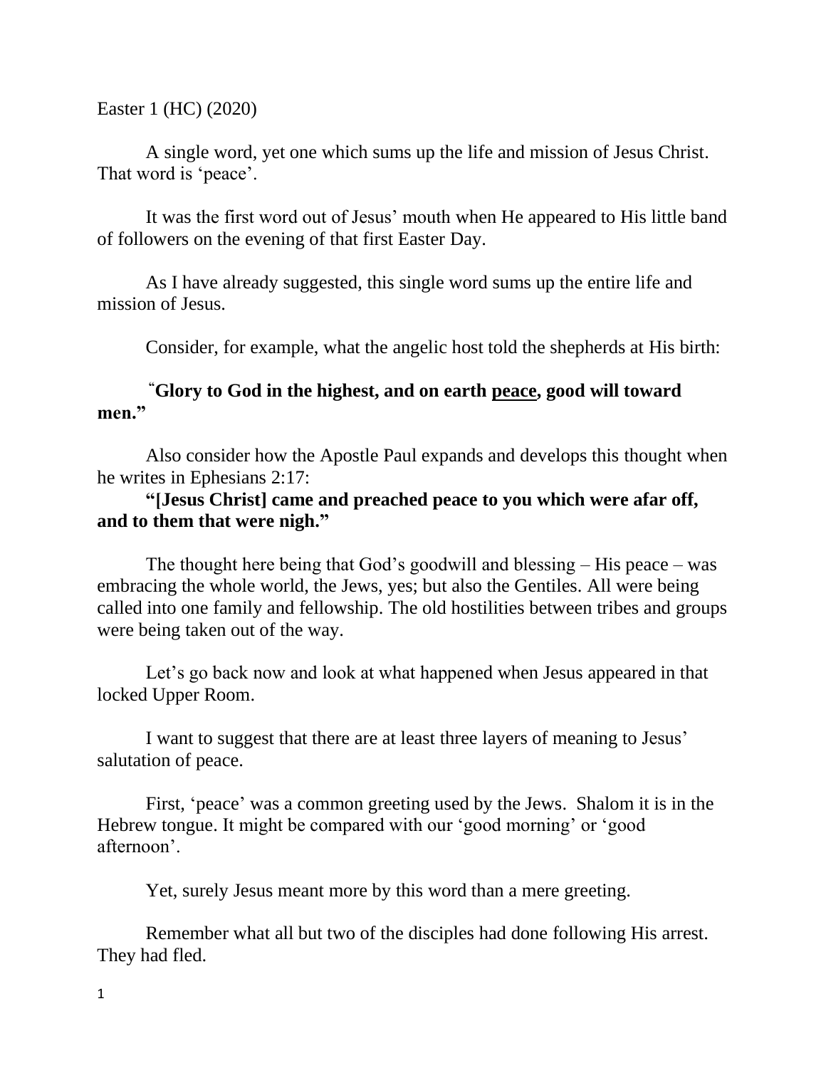Easter 1 (HC) (2020)

A single word, yet one which sums up the life and mission of Jesus Christ. That word is 'peace'.

It was the first word out of Jesus' mouth when He appeared to His little band of followers on the evening of that first Easter Day.

As I have already suggested, this single word sums up the entire life and mission of Jesus.

Consider, for example, what the angelic host told the shepherds at His birth:

**"Glory to God in the highest, and on earth <u>peace</u>, good will toward men."**

Also consider how the Apostle Paul expands and develops this thought when he writes in Ephesians 2:17:

**"[Jesus Christ] came and preached peace to you which were afar off, and to them that were nigh."**

The thought here being that God's goodwill and blessing – His peace – was embracing the whole world, the Jews, yes; but also the Gentiles. All were being called into one family and fellowship. The old hostilities between tribes and groups were being taken out of the way.

Let's go back now and look at what happened when Jesus appeared in that locked Upper Room.

I want to suggest that there are at least three layers of meaning to Jesus' salutation of peace.

First, 'peace' was a common greeting used by the Jews. Shalom it is in the Hebrew tongue. It might be compared with our 'good morning' or 'good afternoon'.

Yet, surely Jesus meant more by this word than a mere greeting.

Remember what all but two of the disciples had done following His arrest. They had fled.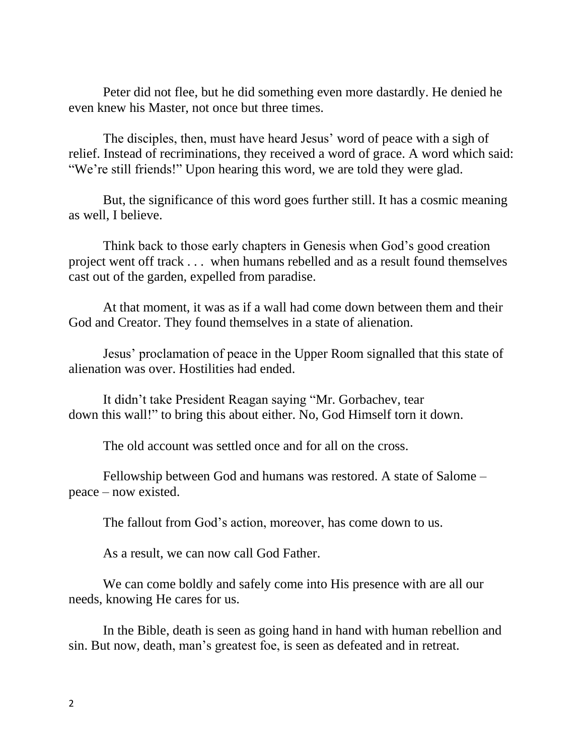Peter did not flee, but he did something even more dastardly. He denied he even knew his Master, not once but three times.

The disciples, then, must have heard Jesus' word of peace with a sigh of relief. Instead of recriminations, they received a word of grace. A word which said: "We're still friends!" Upon hearing this word, we are told they were glad.

But, the significance of this word goes further still. It has a cosmic meaning as well, I believe.

Think back to those early chapters in Genesis when God's good creation project went off track . . . when humans rebelled and as a result found themselves cast out of the garden, expelled from paradise.

At that moment, it was as if a wall had come down between them and their God and Creator. They found themselves in a state of alienation.

Jesus' proclamation of peace in the Upper Room signalled that this state of alienation was over. Hostilities had ended.

It didn't take President Reagan saying "Mr. Gorbachev, tear down this wall!" to bring this about either. No, God Himself torn it down.

The old account was settled once and for all on the cross.

Fellowship between God and humans was restored. A state of Salome – peace – now existed.

The fallout from God's action, moreover, has come down to us.

As a result, we can now call God Father.

We can come boldly and safely come into His presence with are all our needs, knowing He cares for us.

In the Bible, death is seen as going hand in hand with human rebellion and sin. But now, death, man's greatest foe, is seen as defeated and in retreat.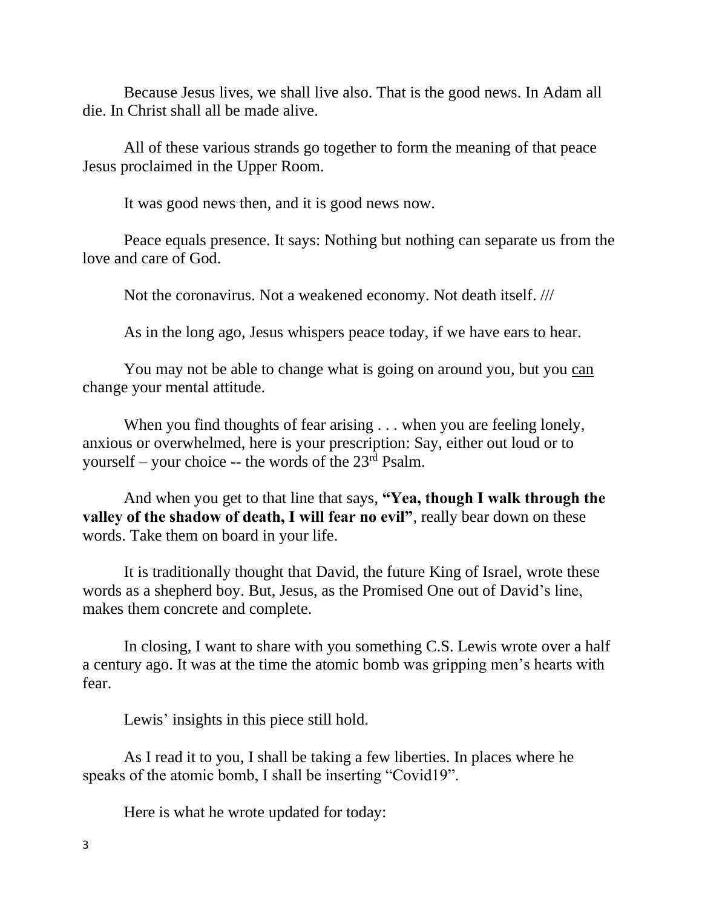Because Jesus lives, we shall live also. That is the good news. In Adam all die. In Christ shall all be made alive.

All of these various strands go together to form the meaning of that peace Jesus proclaimed in the Upper Room.

It was good news then, and it is good news now.

Peace equals presence. It says: Nothing but nothing can separate us from the love and care of God.

Not the coronavirus. Not a weakened economy. Not death itself. ///

As in the long ago, Jesus whispers peace today, if we have ears to hear.

You may not be able to change what is going on around you, but you <u>can</u> change your mental attitude.

When you find thoughts of fear arising . . . when you are feeling lonely, anxious or overwhelmed, here is your prescription: Say, either out loud or to yourself – your choice -- the words of the 23rd Psalm.

And when you get to that line that says, **"Yea, though I walk through the valley of the shadow of death, I will fear no evil"**, really bear down on these words. Take them on board in your life.

It is traditionally thought that David, the future King of Israel, wrote these words as a shepherd boy. But, Jesus, as the Promised One out of David's line, makes them concrete and complete.

In closing, I want to share with you something C.S. Lewis wrote over a half a century ago. It was at the time the atomic bomb was gripping men's hearts with fear.

Lewis' insights in this piece still hold.

As I read it to you, I shall be taking a few liberties. In places where he speaks of the atomic bomb, I shall be inserting "Covid19".

Here is what he wrote updated for today: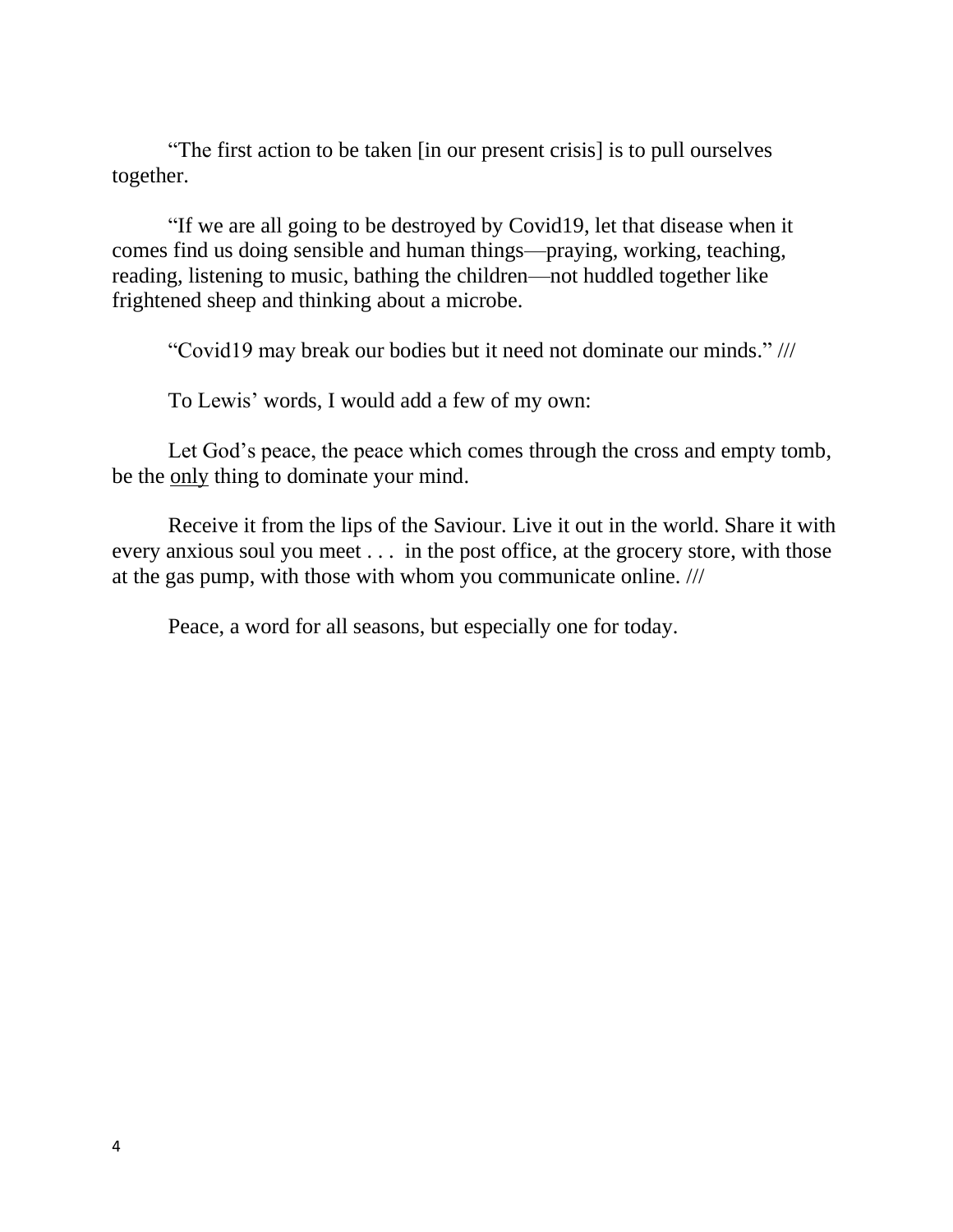“The first action to be taken [in our present crisis] is to pull ourselves together.

“If we are all going to be destroyed by Covid19, let that disease when it comes find us doing sensible and human things—praying, working, teaching, reading, listening to music, bathing the children—not huddled together like frightened sheep and thinking about a microbe.

“Covid19 may break our bodies but it need not dominate our minds.” ///

To Lewis’ words, I would add a few of my own:

Let God’s peace, the peace which comes through the cross and empty tomb, be the <u>only</u> thing to dominate your mind.

Receive it from the lips of the Saviour. Live it out in the world. Share it with every anxious soul you meet . . . in the post office, at the grocery store, with those at the gas pump, with those with whom you communicate online. ///

Peace, a word for all seasons, but especially one for today.